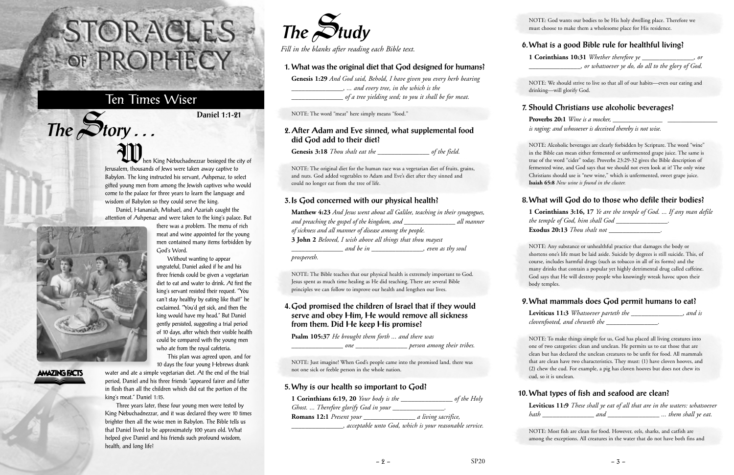# STORACLES OF PROPHECY

## Ten Times Wiser

**Daniel 1:1-21**

## The Story . . .

When King Nebuchadnezzar besieged the city of Jerusalem, thousands of Jews were taken away captive to Babylon. The king instructed his servant, Ashpenaz, to select gifted young men from among the Jewish captives who would come to the palace for three years to learn the language and wisdom of Babylon so they could serve the king.

Daniel, Hananiah, Mishael, and Azariah caught the attention of Ashpenaz and were taken to the king's palace. But there was a problem. The menu of rich meat and wine appointed for the young men contained many items forbidden by God's Word.

Without wanting to appear ungrateful, Daniel asked if he and his three friends could be given a vegetarian diet to eat and water to drink. At first the king's servant resisted their request. "You can't stay healthy by eating like that!" he exclaimed. "You'd get sick, and then the king would have my head." But Daniel gently persisted, suggesting a trial period of 10 days, after which their visible health could be compared with the young men who ate from the royal cafeteria.

This plan was agreed upon, and for 10 days the four young Hebrews drank water and ate a simple vegetarian diet. At the end of the trial period, Daniel and his three friends "appeared fairer and fatter in flesh than all the children which did eat the portion of the king's meat." Daniel 1:15.

Three years later, these four young men were tested by King Nebuchadnezzar, and it was declared they were 10 times brighter then all the wise men in Babylon. The Bible tells us that Daniel lived to be approximately 100 years old. What helped give Daniel and his friends such profound wisdom, health, and long life!

AMAZING FACTS

## The Study

*Fill in the blanks after reading each Bible text.*

### 1. What was the original diet that God designed for humans?

**Genesis 1:29** *And God said, Behold, I have given you every herb bearing _______________, ... and every tree, in the which is the _______________ of a tree yielding seed; to you it shall be for meat.*

NOTE: The word "meat" here simply means "food."

### 2. After Adam and Eve sinned, what supplemental food did God add to their diet?

**Genesis 3:18** *Thou shalt eat the _______________ of the field.*

NOTE: The original diet for the human race was a vegetarian diet of fruits, grains, and nuts. God added vegetables to Adam and Eve's diet after they sinned and could no longer eat from the tree of life.

### 3. Is God concerned with our physical health?

**Matthew 4:23** *And Jesus went about all Galilee, teaching in their synagogues, and preaching the gospel of the kingdom, and _______________ all manner of sickness and all manner of disease among the people.*

**3 John 2** *Beloved, I wish above all things that thou mayest _______________ and be in _______________, even as thy soul prospereth.*

NOTE: The Bible teaches that our physical health is extremely important to God. Jesus spent as much time healing as He did teaching. There are several Bible principles we can follow to improve our health and lengthen our lives.

### 4. God promised the children of Israel that if they would serve and obey Him, He would remove all sickness from them. Did He keep His promise?

**Psalm 105:37** *He brought them forth ... and there was _______________ one _______________ person among their tribes.*

NOTE: Just imagine! When God's people came into the promised land, there was not one sick or feeble person in the whole nation.

### 5. Why is our health so important to God?

**1 Corinthians 6:19, 20** *Your body is the _______________ of the Holy Ghost. ... Therefore glorify God in your _______________.*

**Romans 12:1** *Present your _______________ a living sacrifice, _______________, acceptable unto God, which is your reasonable service.*

NOTE: God wants our bodies to be His holy dwelling place. Therefore we must choose to make them a wholesome place for His residence.

### 6. What is a good Bible rule for healthful living?

**1 Corinthians 10:31** *Whether therefore ye _______________, or _______________, or whatsoever ye do, do all to the glory of God.*

NOTE: We should strive to live so that all of our habits—even our eating and drinking—will glorify God.

### 7. Should Christians use alcoholic beverages?

**Proverbs 20:1** *Wine is a mocker, _______________ _______________ is raging: and whosoever is deceived thereby is not wise.*

NOTE: Alcoholic beverages are clearly forbidden by Scripture. The word "wine" in the Bible can mean either fermented or unfermented grape juice. The same is true of the word "cider" today. Proverbs 23:29-32 gives the Bible description of fermented wine, and God says that we should not even look at it! The only wine Christians should use is "new wine," which is unfermented, sweet grape juice. **Isaiah 65:8** *New wine is found in the cluster.*

### 8. What will God do to those who defile their bodies?

**1 Corinthians 3:16, 17** *Ye are the temple of God. ... If any man defile the temple of God, him shall God _______________.*

**Exodus 20:13** *Thou shalt not _______________.*

NOTE: Any substance or unhealthful practice that damages the body or shortens one's life must be laid aside. Suicide by degrees is still suicide. This, of course, includes harmful drugs (such as tobacco in all of its forms) and the many drinks that contain a popular yet highly detrimental drug called caffeine. God says that He will destroy people who knowingly wreak havoc upon their body temples.

### 9. What mammals does God permit humans to eat?

**Leviticus 11:3** *Whatsoever parteth the _______________, and is clovenfooted, and cheweth the _______________.*

NOTE: To make things simple for us, God has placed all living creatures into one of two categories: clean and unclean. He permits us to eat those that are clean but has declared the unclean creatures to be unfit for food. All mammals that are clean have two characteristics. They must: (1) have cloven hooves, and (2) chew the cud. For example, a pig has cloven hooves but does not chew its cud, so it is unclean.

### 10. What types of fish and seafood are clean?

**Leviticus 11:9** *These shall ye eat of all that are in the waters: whatsoever hath _______________ and _______________ ... them shall ye eat.*

NOTE: Most fish are clean for food. However, eels, sharks, and catfish are among the exceptions. All creatures in the water that do not have both fins and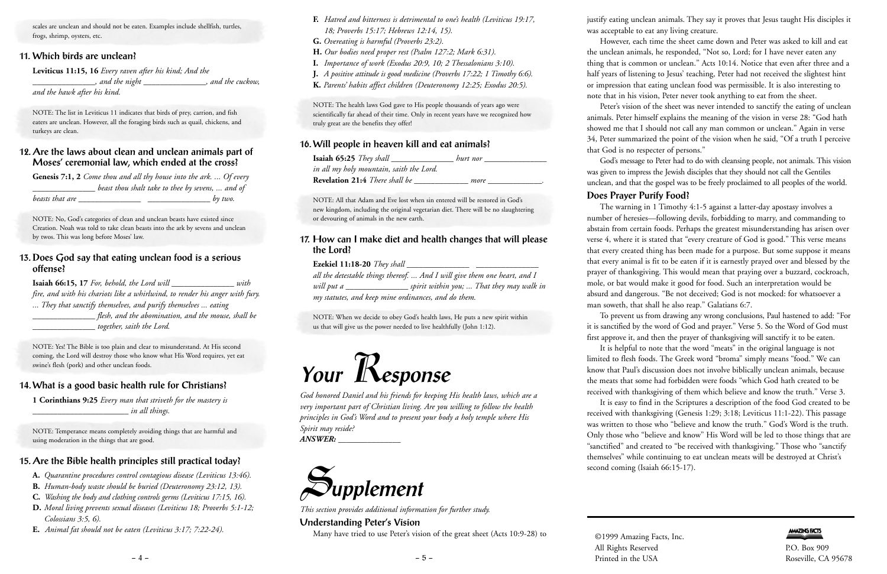scales are unclean and should not be eaten. Examples include shellfish, turtles, frogs, shrimp, oysters, etc.

## 11. Which birds are unclean?

**Leviticus 11:15, 16** *Every raven after his kind; And the _______________, and the night _______________, and the cuckow, and the hawk after his kind.*

NOTE: The list in Leviticus 11 indicates that birds of prey, carrion, and fish eaters are unclean. However, all the foraging birds such as quail, chickens, and turkeys are clean.

## 12. Are the laws about clean and unclean animals part of Moses' ceremonial law, which ended at the cross?

**Genesis 7:1, 2** *Come thou and all thy house into the ark. ... Of every _______________ beast thou shalt take to thee by sevens, ... and of beasts that are _______________ _______________ by two.*

NOTE: No, God's categories of clean and unclean beasts have existed since Creation. Noah was told to take clean beasts into the ark by sevens and unclean by twos. This was long before Moses' law.

## 13. Does God say that eating unclean food is a serious offense?

**Isaiah 66:15, 17** *For, behold, the Lord will _______________ with fire, and with his chariots like a whirlwind, to render his anger with fury. ... They that sanctify themselves, and purify themselves ... eating _______________ flesh, and the abomination, and the mouse, shall be _______________ together, saith the Lord.*

NOTE: Yes! The Bible is too plain and clear to misunderstand. At His second coming, the Lord will destroy those who know what His Word requires, yet eat swine's flesh (pork) and other unclean foods.

## 14. What is a good basic health rule for Christians?

**1 Corinthians 9:25** *Every man that striveth for the mastery is _______________________ in all things.*

NOTE: Temperance means completely avoiding things that are harmful and using moderation in the things that are good.

## 15. Are the Bible health principles still practical today?

**A.** *Quarantine procedures control contagious disease (Leviticus 13:46).*
**B.** *Human-body waste should be buried (Deuteronomy 23:12, 13).*
**C.** *Washing the body and clothing controls germs (Leviticus 17:15, 16).*
**D.** *Moral living prevents sexual diseases (Leviticus 18; Proverbs 5:1-12; Colossians 3:5, 6).*
**E.** *Animal fat should not be eaten (Leviticus 3:17; 7:22-24).*
**F.** *Hatred and bitterness is detrimental to one's health (Leviticus 19:17, 18; Proverbs 15:17; Hebrews 12:14, 15).*
**G.** *Overeating is harmful (Proverbs 23:2).*
**H.** *Our bodies need proper rest (Psalm 127:2; Mark 6:31).*
**I.** *Importance of work (Exodus 20:9, 10; 2 Thessalonians 3:10).*
**J.** *A positive attitude is good medicine (Proverbs 17:22; 1 Timothy 6:6).*
**K.** *Parents' habits affect children (Deuteronomy 12:25; Exodus 20:5).*

NOTE: The health laws God gave to His people thousands of years ago were scientifically far ahead of their time. Only in recent years have we recognized how truly great are the benefits they offer!

## 16. Will people in heaven kill and eat animals?

**Isaiah 65:25** *They shall _______________ hurt nor _______________ in all my holy mountain, saith the Lord.*
**Revelation 21:4** *There shall be _____________ more _____________.*

NOTE: All that Adam and Eve lost when sin entered will be restored in God's new kingdom, including the original vegetarian diet. There will be no slaughtering or devouring of animals in the new earth.

## 17. How can I make diet and health changes that will please the Lord?

**Ezekiel 11:18-20** *They shall _______________ _______________ all the detestable things thereof. ... And I will give them one heart, and I will put a _______________ spirit within you; ... That they may walk in my statutes, and keep mine ordinances, and do them.*

NOTE: When we decide to obey God's health laws, He puts a new spirit within us that will give us the power needed to live healthfully (John 1:12).

# Your Response

*God honored Daniel and his friends for keeping His health laws, which are a very important part of Christian living. Are you willing to follow the health principles in God's Word and to present your body a holy temple where His Spirit may reside?*
***ANSWER:*** _______________

# Supplement

*This section provides additional information for further study.*

### Understanding Peter's Vision

Many have tried to use Peter's vision of the great sheet (Acts 10:9-28) to justify eating unclean animals. They say it proves that Jesus taught His disciples it was acceptable to eat any living creature.

However, each time the sheet came down and Peter was asked to kill and eat the unclean animals, he responded, "Not so, Lord; for I have never eaten any thing that is common or unclean." Acts 10:14. Notice that even after three and a half years of listening to Jesus' teaching, Peter had not received the slightest hint or impression that eating unclean food was permissible. It is also interesting to note that in his vision, Peter never took anything to eat from the sheet.

Peter's vision of the sheet was never intended to sanctify the eating of unclean animals. Peter himself explains the meaning of the vision in verse 28: "God hath showed me that I should not call any man common or unclean." Again in verse 34, Peter summarized the point of the vision when he said, "Of a truth I perceive that God is no respecter of persons."

God's message to Peter had to do with cleansing people, not animals. This vision was given to impress the Jewish disciples that they should not call the Gentiles unclean, and that the gospel was to be freely proclaimed to all peoples of the world.

### Does Prayer Purify Food?

The warning in 1 Timothy 4:1-5 against a latter-day apostasy involves a number of heresies—following devils, forbidding to marry, and commanding to abstain from certain foods. Perhaps the greatest misunderstanding has arisen over verse 4, where it is stated that "every creature of God is good." This verse means that every created thing has been made for a purpose. But some suppose it means that every animal is fit to be eaten if it is earnestly prayed over and blessed by the prayer of thanksgiving. This would mean that praying over a buzzard, cockroach, mole, or bat would make it good for food. Such an interpretation would be absurd and dangerous. "Be not deceived; God is not mocked: for whatsoever a man soweth, that shall he also reap." Galatians 6:7.

To prevent us from drawing any wrong conclusions, Paul hastened to add: "For it is sanctified by the word of God and prayer." Verse 5. So the Word of God must first approve it, and then the prayer of thanksgiving will sanctify it to be eaten.

It is helpful to note that the word "meats" in the original language is not limited to flesh foods. The Greek word "broma" simply means "food." We can know that Paul's discussion does not involve biblically unclean animals, because the meats that some had forbidden were foods "which God hath created to be received with thanksgiving of them which believe and know the truth." Verse 3.

It is easy to find in the Scriptures a description of the food God created to be received with thanksgiving (Genesis 1:29; 3:18; Leviticus 11:1-22). This passage was written to those who "believe and know the truth." God's Word is the truth. Only those who "believe and know" His Word will be led to those things that are "sanctified" and created to "be received with thanksgiving." Those who "sanctify themselves" while continuing to eat unclean meats will be destroyed at Christ's second coming (Isaiah 66:15-17).

©1999 Amazing Facts, Inc.
All Rights Reserved
Printed in the USA

AMAZING FACTS
P.O. Box 909
Roseville, CA 95678